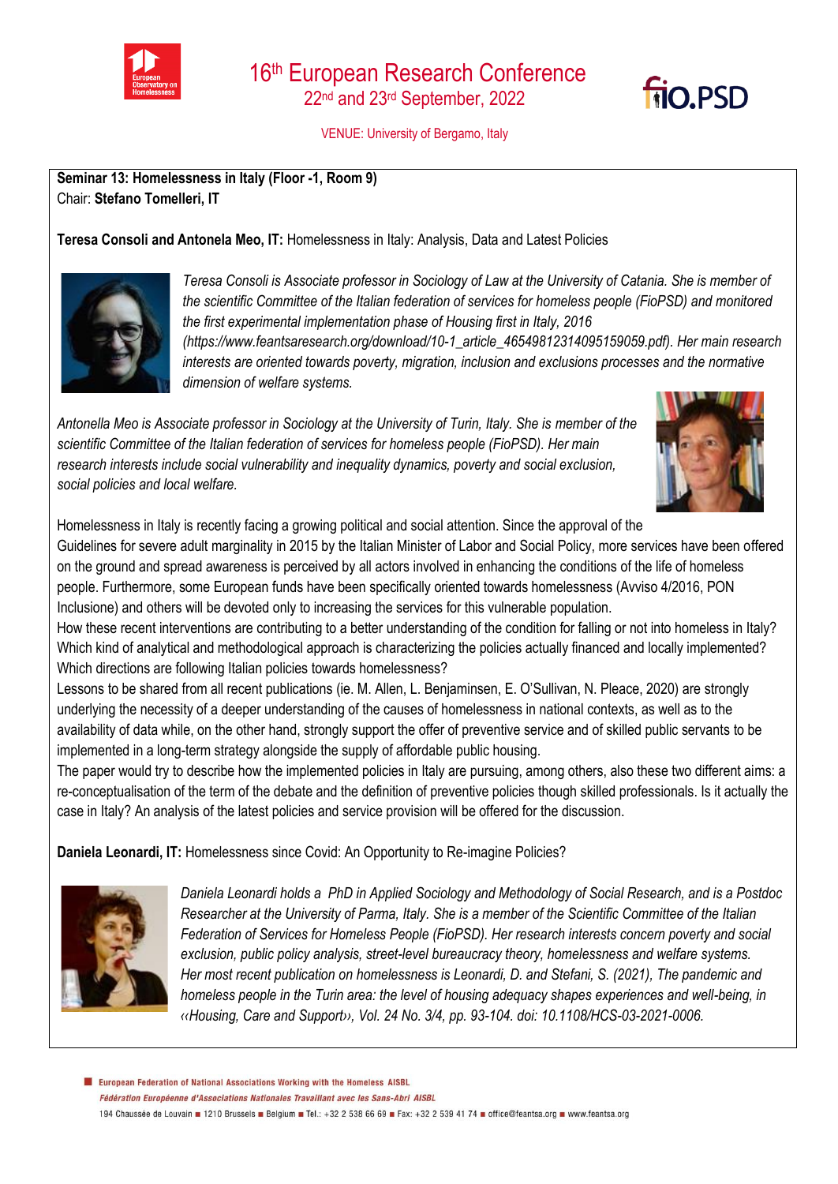# 16th European Research Conference

22nd and 23rd September, 2022

VENUE: University of Bergamo, Italy

**Seminar 13: Homelessness in Italy (Floor -1, Room 9)**
Chair: **Stefano Tomelleri, IT**

**Teresa Consoli and Antonela Meo, IT:** Homelessness in Italy: Analysis, Data and Latest Policies

*Teresa Consoli is Associate professor in Sociology of Law at the University of Catania. She is member of the scientific Committee of the Italian federation of services for homeless people (FioPSD) and monitored the first experimental implementation phase of Housing first in Italy, 2016 (https://www.feantsaresearch.org/download/10-1_article_46549812314095159059.pdf). Her main research interests are oriented towards poverty, migration, inclusion and exclusions processes and the normative dimension of welfare systems.*

*Antonella Meo is Associate professor in Sociology at the University of Turin, Italy. She is member of the scientific Committee of the Italian federation of services for homeless people (FioPSD). Her main research interests include social vulnerability and inequality dynamics, poverty and social exclusion, social policies and local welfare.*

Homelessness in Italy is recently facing a growing political and social attention. Since the approval of the Guidelines for severe adult marginality in 2015 by the Italian Minister of Labor and Social Policy, more services have been offered on the ground and spread awareness is perceived by all actors involved in enhancing the conditions of the life of homeless people. Furthermore, some European funds have been specifically oriented towards homelessness (Avviso 4/2016, PON Inclusione) and others will be devoted only to increasing the services for this vulnerable population.
How these recent interventions are contributing to a better understanding of the condition for falling or not into homeless in Italy? Which kind of analytical and methodological approach is characterizing the policies actually financed and locally implemented? Which directions are following Italian policies towards homelessness?
Lessons to be shared from all recent publications (ie. M. Allen, L. Benjaminsen, E. O'Sullivan, N. Pleace, 2020) are strongly underlying the necessity of a deeper understanding of the causes of homelessness in national contexts, as well as to the availability of data while, on the other hand, strongly support the offer of preventive service and of skilled public servants to be implemented in a long-term strategy alongside the supply of affordable public housing.
The paper would try to describe how the implemented policies in Italy are pursuing, among others, also these two different aims: a re-conceptualisation of the term of the debate and the definition of preventive policies though skilled professionals. Is it actually the case in Italy? An analysis of the latest policies and service provision will be offered for the discussion.

**Daniela Leonardi, IT:** Homelessness since Covid: An Opportunity to Re-imagine Policies?

*Daniela Leonardi holds a PhD in Applied Sociology and Methodology of Social Research, and is a Postdoc Researcher at the University of Parma, Italy. She is a member of the Scientific Committee of the Italian Federation of Services for Homeless People (FioPSD). Her research interests concern poverty and social exclusion, public policy analysis, street-level bureaucracy theory, homelessness and welfare systems. Her most recent publication on homelessness is Leonardi, D. and Stefani, S. (2021), The pandemic and homeless people in the Turin area: the level of housing adequacy shapes experiences and well-being, in ‹‹Housing, Care and Support››, Vol. 24 No. 3/4, pp. 93-104. doi: 10.1108/HCS-03-2021-0006.*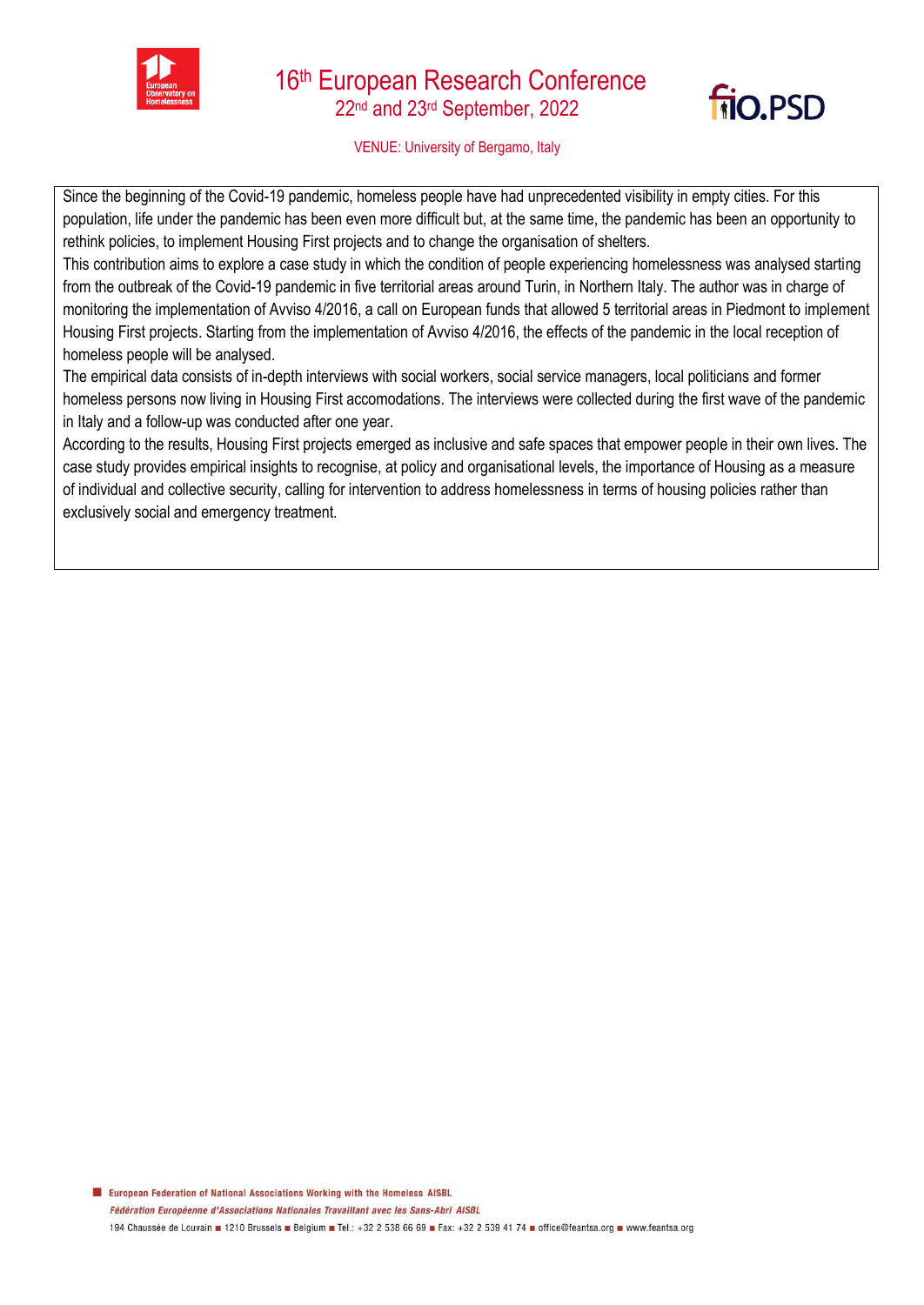Since the beginning of the Covid-19 pandemic, homeless people have had unprecedented visibility in empty cities. For this population, life under the pandemic has been even more difficult but, at the same time, the pandemic has been an opportunity to rethink policies, to implement Housing First projects and to change the organisation of shelters.

This contribution aims to explore a case study in which the condition of people experiencing homelessness was analysed starting from the outbreak of the Covid-19 pandemic in five territorial areas around Turin, in Northern Italy. The author was in charge of monitoring the implementation of Avviso 4/2016, a call on European funds that allowed 5 territorial areas in Piedmont to implement Housing First projects. Starting from the implementation of Avviso 4/2016, the effects of the pandemic in the local reception of homeless people will be analysed.

The empirical data consists of in-depth interviews with social workers, social service managers, local politicians and former homeless persons now living in Housing First accomodations. The interviews were collected during the first wave of the pandemic in Italy and a follow-up was conducted after one year.

According to the results, Housing First projects emerged as inclusive and safe spaces that empower people in their own lives. The case study provides empirical insights to recognise, at policy and organisational levels, the importance of Housing as a measure of individual and collective security, calling for intervention to address homelessness in terms of housing policies rather than exclusively social and emergency treatment.